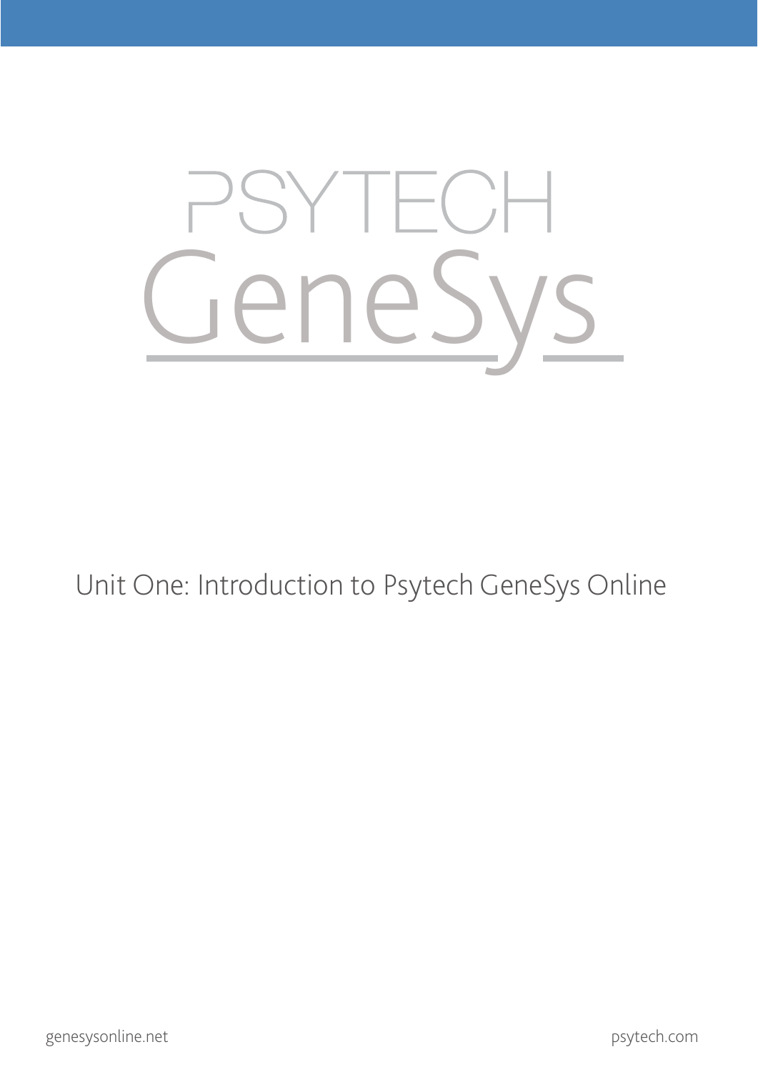# PSYTECH GeneSys

## Unit One: Introduction to Psytech GeneSys Online

genesysonline.net

psytech.com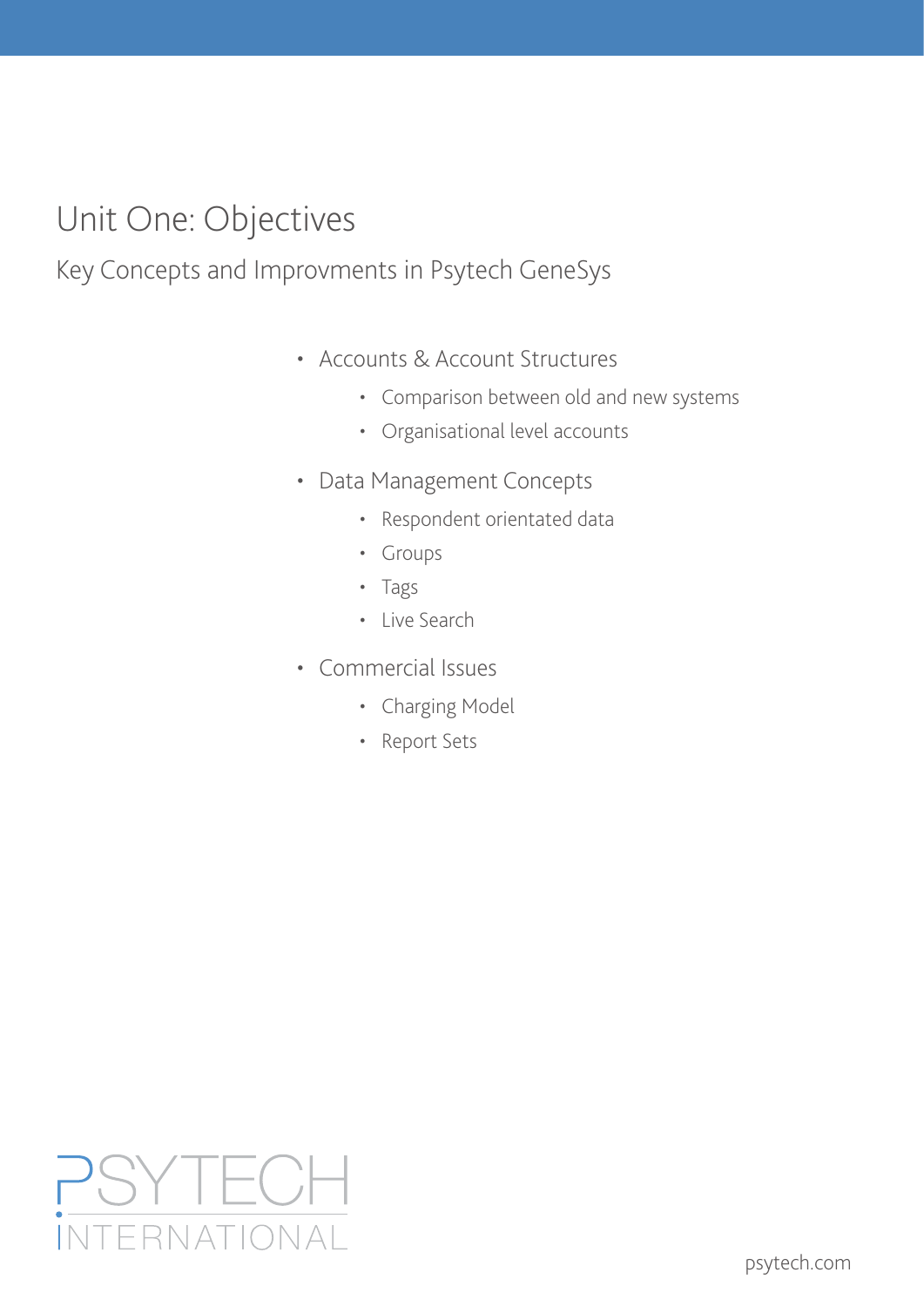# Unit One: Objectives

## Key Concepts and Improvments in Psytech GeneSys

- Accounts & Account Structures
  - Comparison between old and new systems
  - Organisational level accounts
- Data Management Concepts
  - Respondent orientated data
  - Groups
  - Tags
  - Live Search
- Commercial Issues
  - Charging Model
  - Report Sets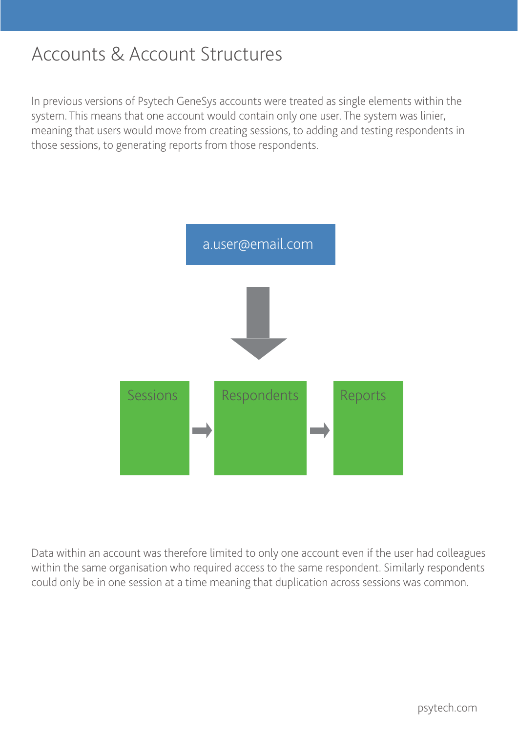# Accounts & Account Structures

In previous versions of Psytech GeneSys accounts were treated as single elements within the system. This means that one account would contain only one user. The system was linier, meaning that users would move from creating sessions, to adding and testing respondents in those sessions, to generating reports from those respondents.

a.user@email.com

Sessions → Respondents → Reports

Data within an account was therefore limited to only one account even if the user had colleagues within the same organisation who required access to the same respondent. Similarly respondents could only be in one session at a time meaning that duplication across sessions was common.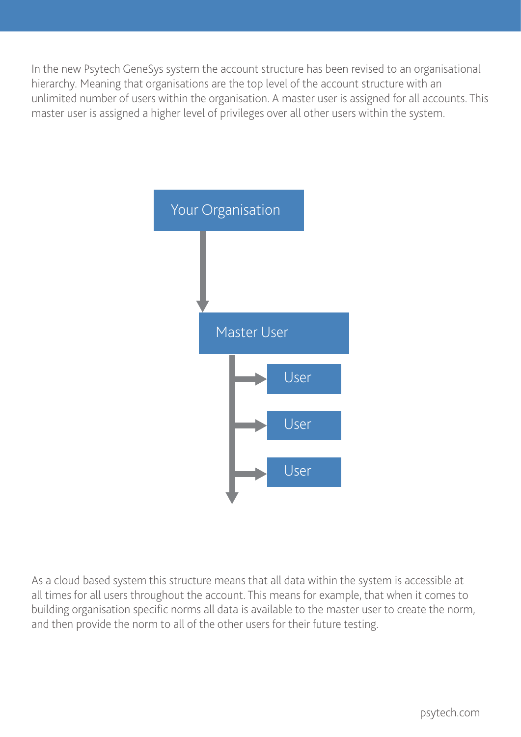In the new Psytech GeneSys system the account structure has been revised to an organisational hierarchy. Meaning that organisations are the top level of the account structure with an unlimited number of users within the organisation. A master user is assigned for all accounts. This master user is assigned a higher level of privileges over all other users within the system.

Your Organisation

Master User

User

User

User

As a cloud based system this structure means that all data within the system is accessible at all times for all users throughout the account. This means for example, that when it comes to building organisation specific norms all data is available to the master user to create the norm, and then provide the norm to all of the other users for their future testing.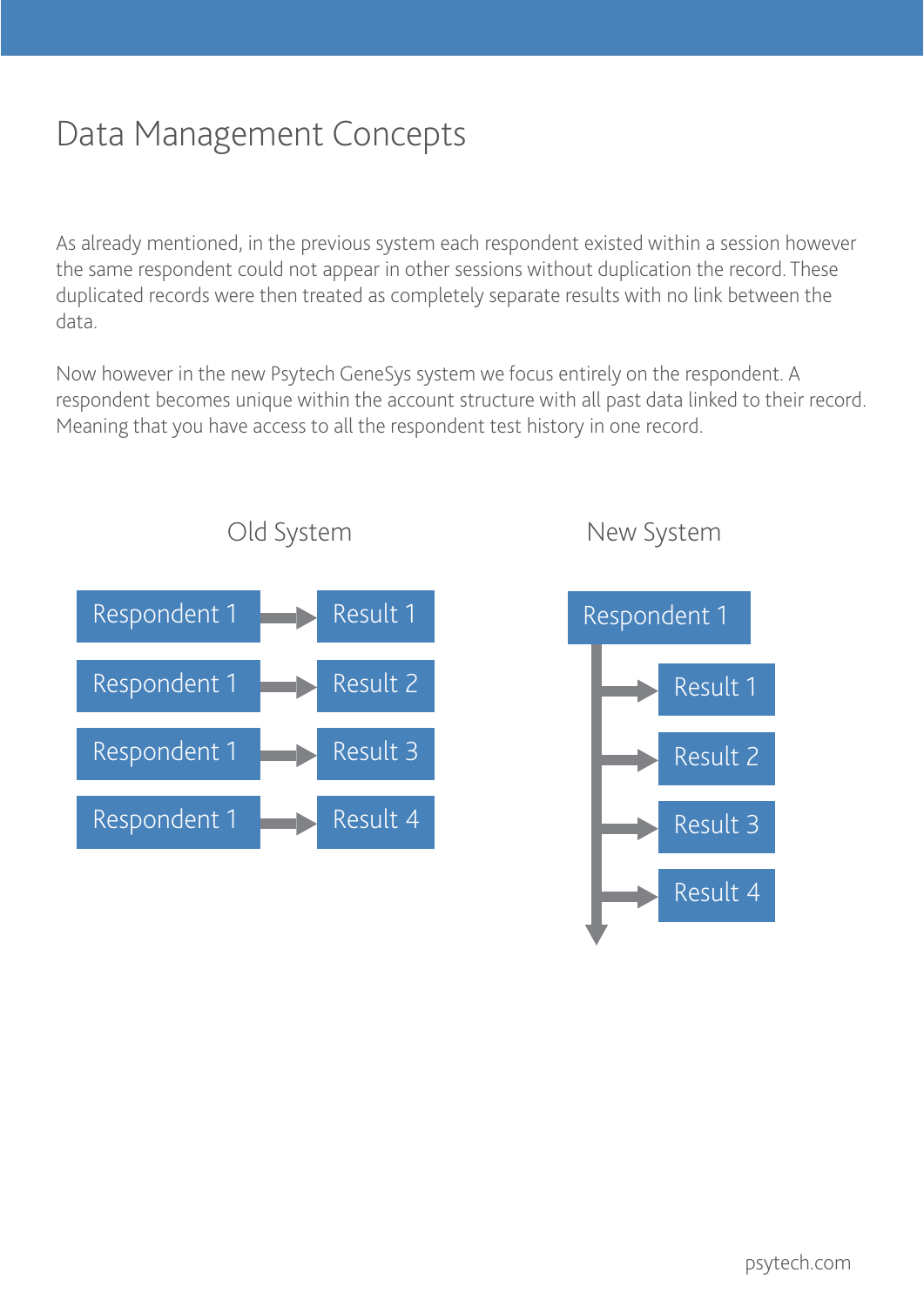# Data Management Concepts

As already mentioned, in the previous system each respondent existed within a session however the same respondent could not appear in other sessions without duplication the record. These duplicated records were then treated as completely separate results with no link between the data.

Now however in the new Psytech GeneSys system we focus entirely on the respondent. A respondent becomes unique within the account structure with all past data linked to their record. Meaning that you have access to all the respondent test history in one record.

**Old System**

- Respondent 1 → Result 1
- Respondent 1 → Result 2
- Respondent 1 → Result 3
- Respondent 1 → Result 4

**New System**

- Respondent 1
  - → Result 1
  - → Result 2
  - → Result 3
  - → Result 4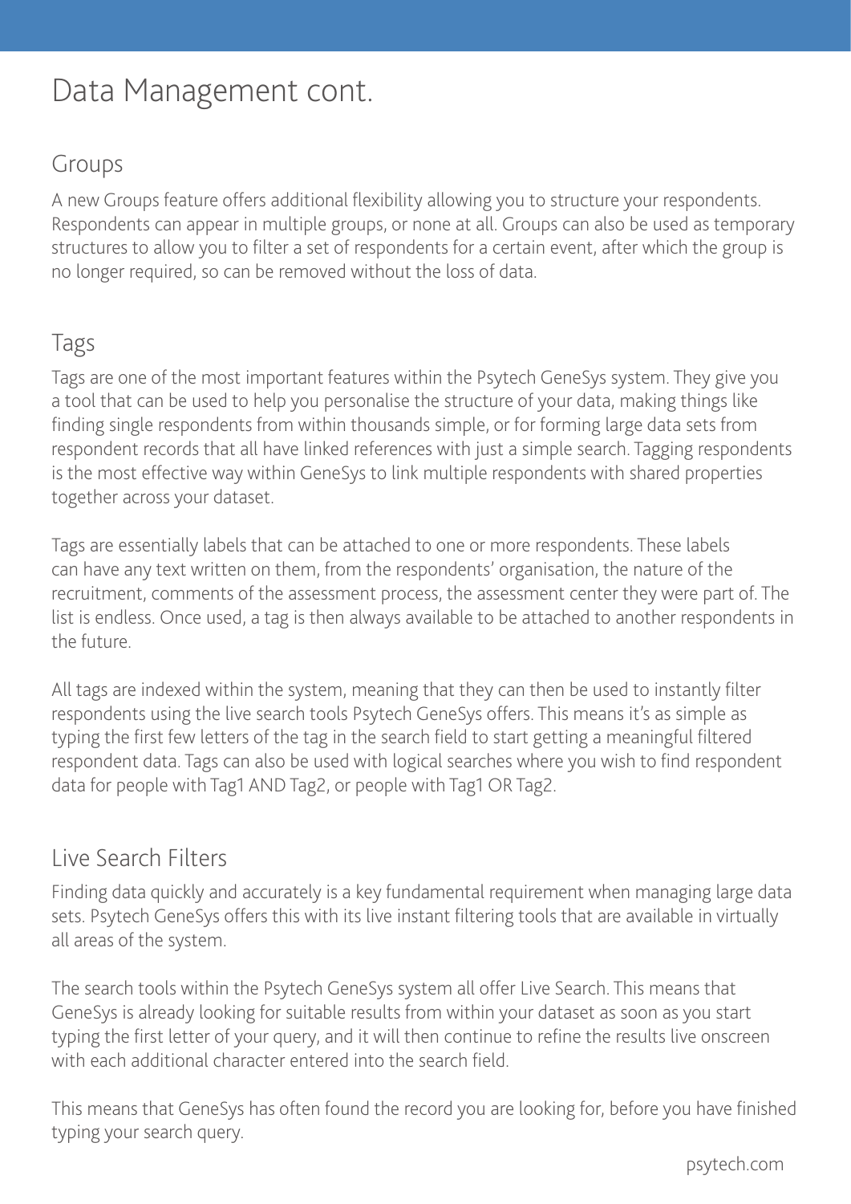# Data Management cont.

## Groups

A new Groups feature offers additional flexibility allowing you to structure your respondents. Respondents can appear in multiple groups, or none at all. Groups can also be used as temporary structures to allow you to filter a set of respondents for a certain event, after which the group is no longer required, so can be removed without the loss of data.

## Tags

Tags are one of the most important features within the Psytech GeneSys system. They give you a tool that can be used to help you personalise the structure of your data, making things like finding single respondents from within thousands simple, or for forming large data sets from respondent records that all have linked references with just a simple search. Tagging respondents is the most effective way within GeneSys to link multiple respondents with shared properties together across your dataset.

Tags are essentially labels that can be attached to one or more respondents. These labels can have any text written on them, from the respondents' organisation, the nature of the recruitment, comments of the assessment process, the assessment center they were part of. The list is endless. Once used, a tag is then always available to be attached to another respondents in the future.

All tags are indexed within the system, meaning that they can then be used to instantly filter respondents using the live search tools Psytech GeneSys offers. This means it's as simple as typing the first few letters of the tag in the search field to start getting a meaningful filtered respondent data. Tags can also be used with logical searches where you wish to find respondent data for people with Tag1 AND Tag2, or people with Tag1 OR Tag2.

## Live Search Filters

Finding data quickly and accurately is a key fundamental requirement when managing large data sets. Psytech GeneSys offers this with its live instant filtering tools that are available in virtually all areas of the system.

The search tools within the Psytech GeneSys system all offer Live Search. This means that GeneSys is already looking for suitable results from within your dataset as soon as you start typing the first letter of your query, and it will then continue to refine the results live onscreen with each additional character entered into the search field.

This means that GeneSys has often found the record you are looking for, before you have finished typing your search query.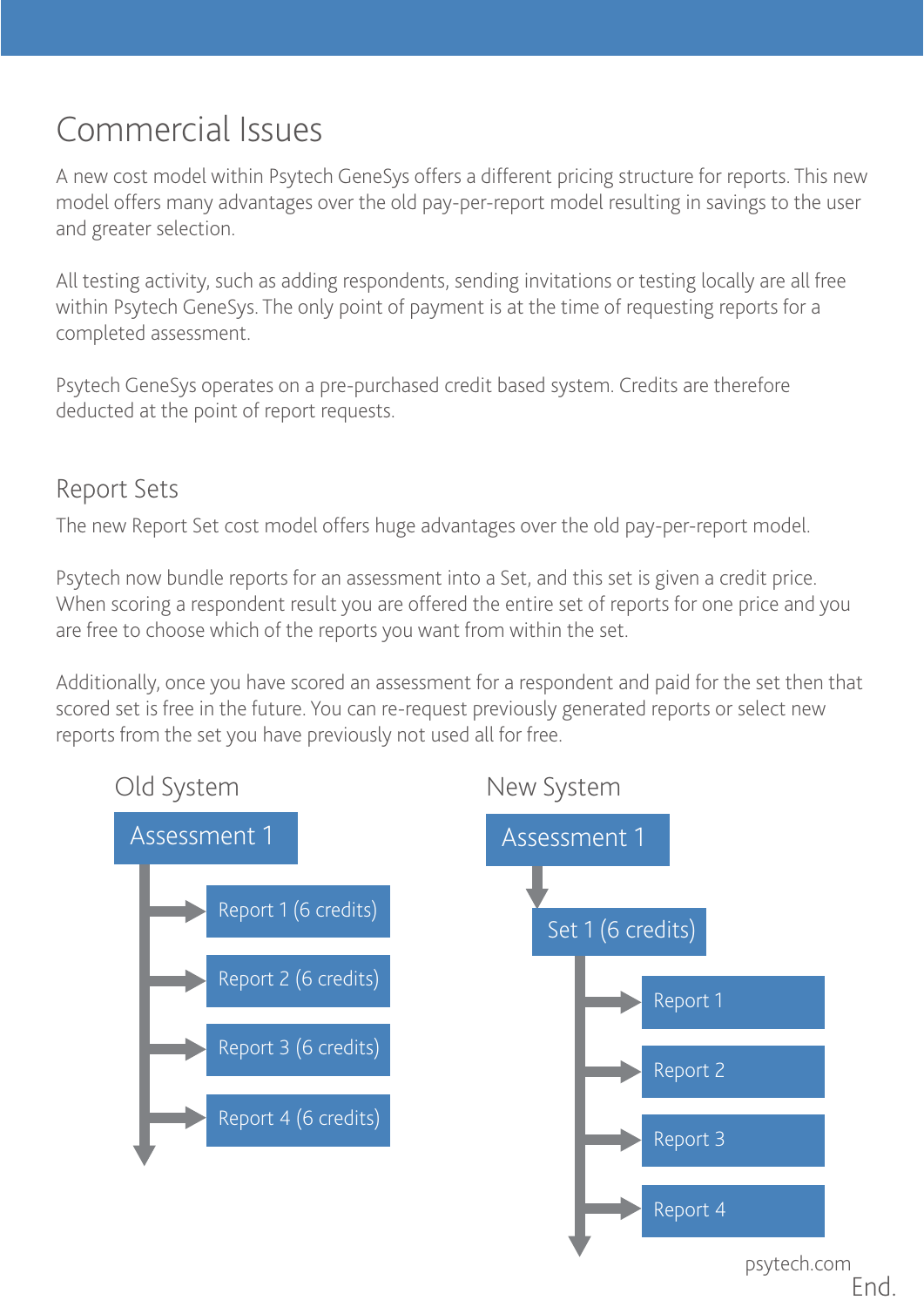# Commercial Issues

A new cost model within Psytech GeneSys offers a different pricing structure for reports. This new model offers many advantages over the old pay-per-report model resulting in savings to the user and greater selection.

All testing activity, such as adding respondents, sending invitations or testing locally are all free within Psytech GeneSys. The only point of payment is at the time of requesting reports for a completed assessment.

Psytech GeneSys operates on a pre-purchased credit based system. Credits are therefore deducted at the point of report requests.

## Report Sets

The new Report Set cost model offers huge advantages over the old pay-per-report model.

Psytech now bundle reports for an assessment into a Set, and this set is given a credit price. When scoring a respondent result you are offered the entire set of reports for one price and you are free to choose which of the reports you want from within the set.

Additionally, once you have scored an assessment for a respondent and paid for the set then that scored set is free in the future. You can re-request previously generated reports or select new reports from the set you have previously not used all for free.

Old System

Assessment 1

Report 1 (6 credits)

Report 2 (6 credits)

Report 3 (6 credits)

Report 4 (6 credits)

New System

Assessment 1

Set 1 (6 credits)

Report 1

Report 2

Report 3

Report 4

psytech.com

End.